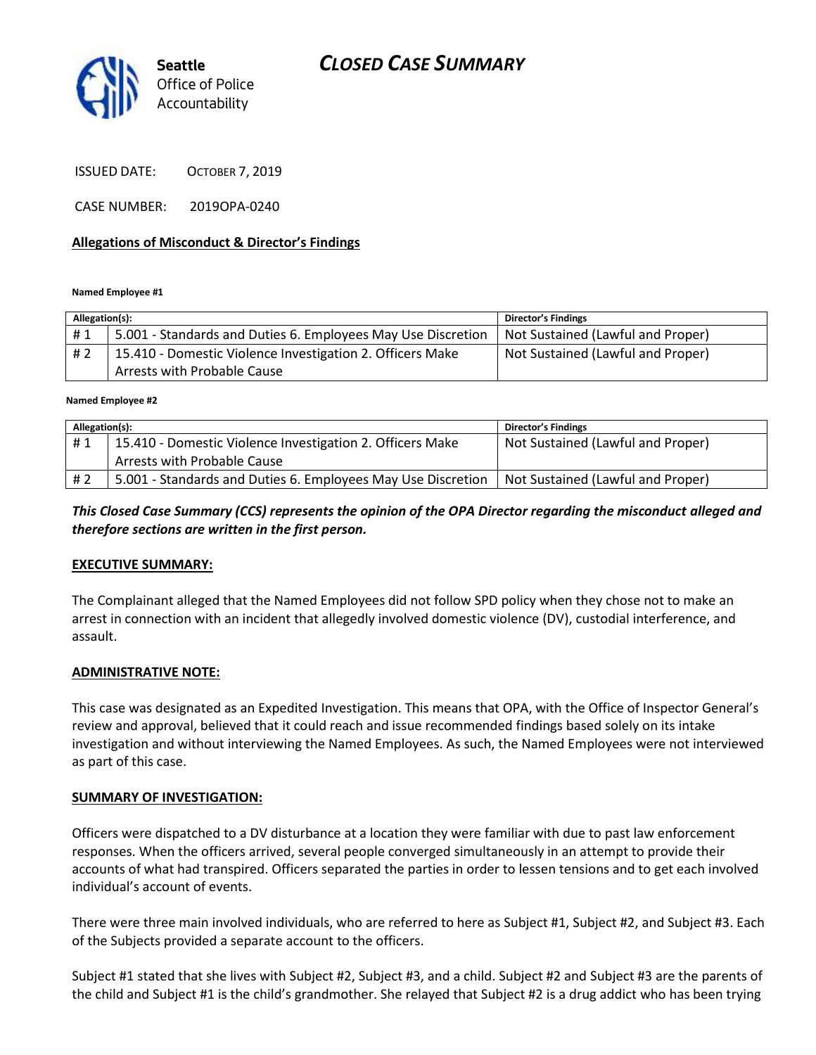Seattle Office of Police Accountability

# CLOSED CASE SUMMARY

ISSUED DATE: OCTOBER 7, 2019

CASE NUMBER: 2019OPA-0240

## Allegations of Misconduct & Director's Findings

**Named Employee #1**

| Allegation(s): | | Director's Findings |
|---|---|---|
| # 1 | 5.001 - Standards and Duties 6. Employees May Use Discretion | Not Sustained (Lawful and Proper) |
| # 2 | 15.410 - Domestic Violence Investigation 2. Officers Make Arrests with Probable Cause | Not Sustained (Lawful and Proper) |

**Named Employee #2**

| Allegation(s): | | Director's Findings |
|---|---|---|
| # 1 | 15.410 - Domestic Violence Investigation 2. Officers Make Arrests with Probable Cause | Not Sustained (Lawful and Proper) |
| # 2 | 5.001 - Standards and Duties 6. Employees May Use Discretion | Not Sustained (Lawful and Proper) |

***This Closed Case Summary (CCS) represents the opinion of the OPA Director regarding the misconduct alleged and therefore sections are written in the first person.***

## EXECUTIVE SUMMARY:

The Complainant alleged that the Named Employees did not follow SPD policy when they chose not to make an arrest in connection with an incident that allegedly involved domestic violence (DV), custodial interference, and assault.

## ADMINISTRATIVE NOTE:

This case was designated as an Expedited Investigation. This means that OPA, with the Office of Inspector General's review and approval, believed that it could reach and issue recommended findings based solely on its intake investigation and without interviewing the Named Employees. As such, the Named Employees were not interviewed as part of this case.

## SUMMARY OF INVESTIGATION:

Officers were dispatched to a DV disturbance at a location they were familiar with due to past law enforcement responses. When the officers arrived, several people converged simultaneously in an attempt to provide their accounts of what had transpired. Officers separated the parties in order to lessen tensions and to get each involved individual's account of events.

There were three main involved individuals, who are referred to here as Subject #1, Subject #2, and Subject #3. Each of the Subjects provided a separate account to the officers.

Subject #1 stated that she lives with Subject #2, Subject #3, and a child. Subject #2 and Subject #3 are the parents of the child and Subject #1 is the child's grandmother. She relayed that Subject #2 is a drug addict who has been trying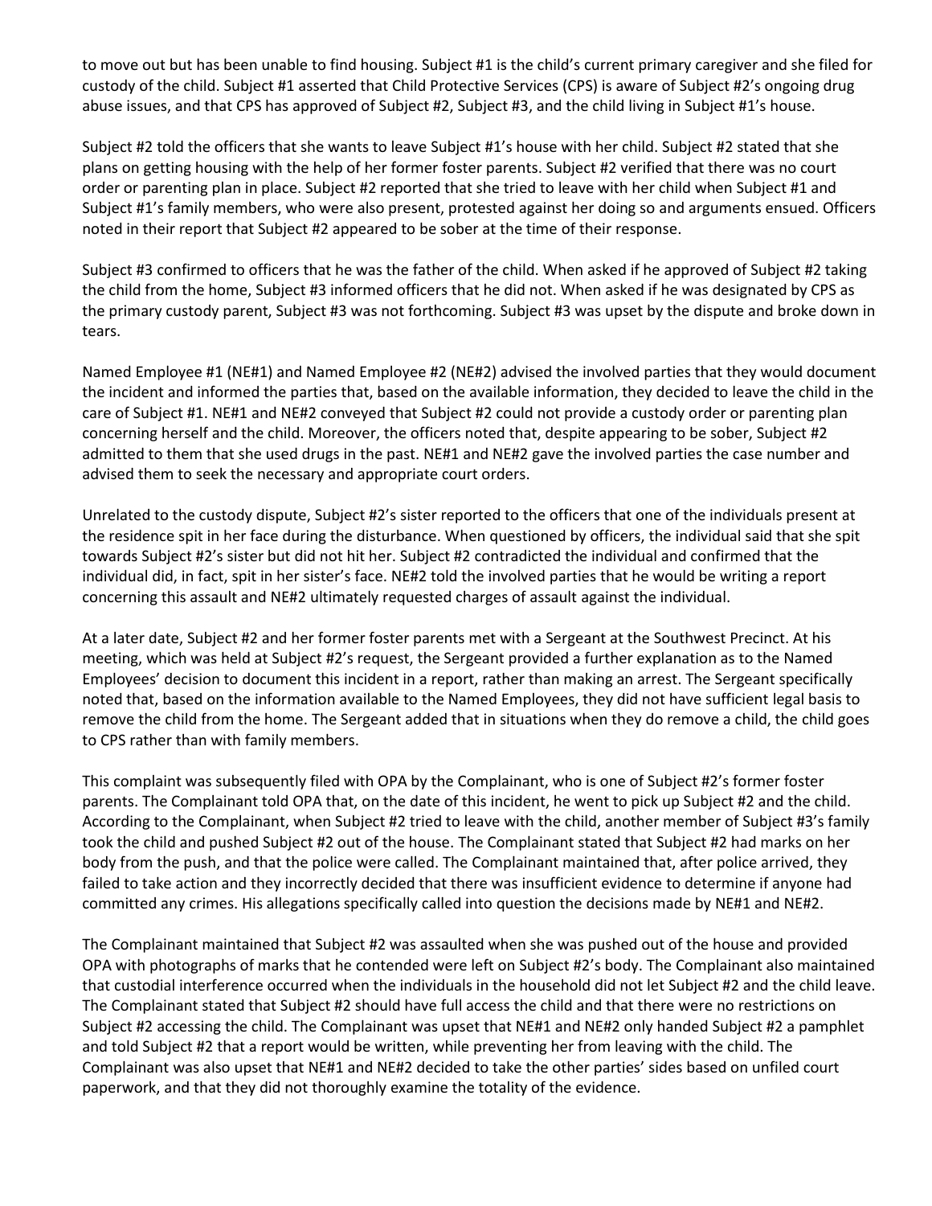to move out but has been unable to find housing. Subject #1 is the child's current primary caregiver and she filed for custody of the child. Subject #1 asserted that Child Protective Services (CPS) is aware of Subject #2's ongoing drug abuse issues, and that CPS has approved of Subject #2, Subject #3, and the child living in Subject #1's house.

Subject #2 told the officers that she wants to leave Subject #1's house with her child. Subject #2 stated that she plans on getting housing with the help of her former foster parents. Subject #2 verified that there was no court order or parenting plan in place. Subject #2 reported that she tried to leave with her child when Subject #1 and Subject #1's family members, who were also present, protested against her doing so and arguments ensued. Officers noted in their report that Subject #2 appeared to be sober at the time of their response.

Subject #3 confirmed to officers that he was the father of the child. When asked if he approved of Subject #2 taking the child from the home, Subject #3 informed officers that he did not. When asked if he was designated by CPS as the primary custody parent, Subject #3 was not forthcoming. Subject #3 was upset by the dispute and broke down in tears.

Named Employee #1 (NE#1) and Named Employee #2 (NE#2) advised the involved parties that they would document the incident and informed the parties that, based on the available information, they decided to leave the child in the care of Subject #1. NE#1 and NE#2 conveyed that Subject #2 could not provide a custody order or parenting plan concerning herself and the child. Moreover, the officers noted that, despite appearing to be sober, Subject #2 admitted to them that she used drugs in the past. NE#1 and NE#2 gave the involved parties the case number and advised them to seek the necessary and appropriate court orders.

Unrelated to the custody dispute, Subject #2's sister reported to the officers that one of the individuals present at the residence spit in her face during the disturbance. When questioned by officers, the individual said that she spit towards Subject #2's sister but did not hit her. Subject #2 contradicted the individual and confirmed that the individual did, in fact, spit in her sister's face. NE#2 told the involved parties that he would be writing a report concerning this assault and NE#2 ultimately requested charges of assault against the individual.

At a later date, Subject #2 and her former foster parents met with a Sergeant at the Southwest Precinct. At his meeting, which was held at Subject #2's request, the Sergeant provided a further explanation as to the Named Employees' decision to document this incident in a report, rather than making an arrest. The Sergeant specifically noted that, based on the information available to the Named Employees, they did not have sufficient legal basis to remove the child from the home. The Sergeant added that in situations when they do remove a child, the child goes to CPS rather than with family members.

This complaint was subsequently filed with OPA by the Complainant, who is one of Subject #2's former foster parents. The Complainant told OPA that, on the date of this incident, he went to pick up Subject #2 and the child. According to the Complainant, when Subject #2 tried to leave with the child, another member of Subject #3's family took the child and pushed Subject #2 out of the house. The Complainant stated that Subject #2 had marks on her body from the push, and that the police were called. The Complainant maintained that, after police arrived, they failed to take action and they incorrectly decided that there was insufficient evidence to determine if anyone had committed any crimes. His allegations specifically called into question the decisions made by NE#1 and NE#2.

The Complainant maintained that Subject #2 was assaulted when she was pushed out of the house and provided OPA with photographs of marks that he contended were left on Subject #2's body. The Complainant also maintained that custodial interference occurred when the individuals in the household did not let Subject #2 and the child leave. The Complainant stated that Subject #2 should have full access the child and that there were no restrictions on Subject #2 accessing the child. The Complainant was upset that NE#1 and NE#2 only handed Subject #2 a pamphlet and told Subject #2 that a report would be written, while preventing her from leaving with the child. The Complainant was also upset that NE#1 and NE#2 decided to take the other parties' sides based on unfiled court paperwork, and that they did not thoroughly examine the totality of the evidence.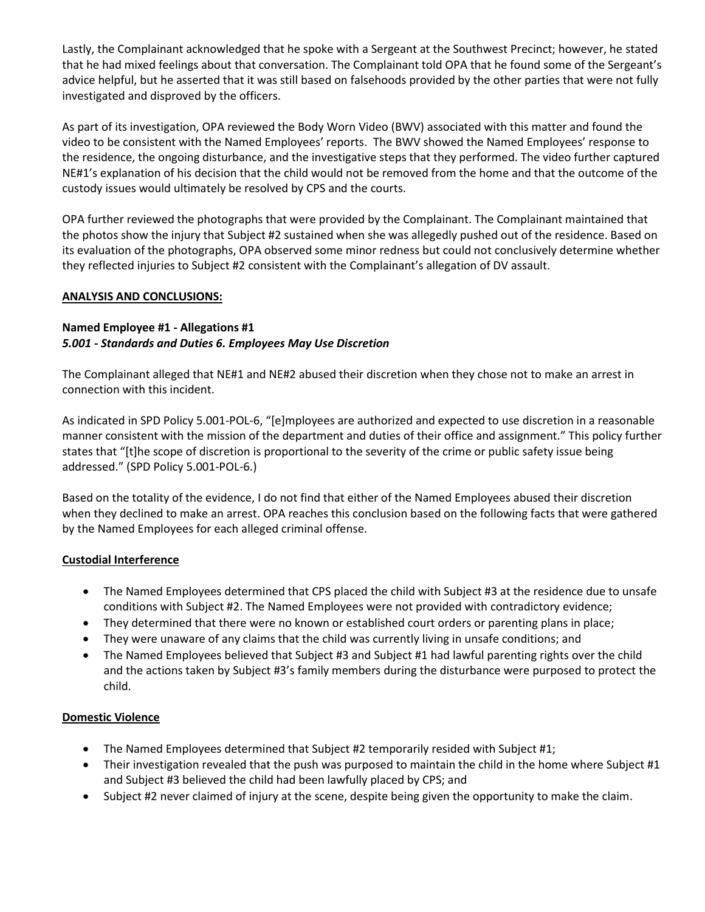Lastly, the Complainant acknowledged that he spoke with a Sergeant at the Southwest Precinct; however, he stated that he had mixed feelings about that conversation. The Complainant told OPA that he found some of the Sergeant's advice helpful, but he asserted that it was still based on falsehoods provided by the other parties that were not fully investigated and disproved by the officers.

As part of its investigation, OPA reviewed the Body Worn Video (BWV) associated with this matter and found the video to be consistent with the Named Employees' reports. The BWV showed the Named Employees' response to the residence, the ongoing disturbance, and the investigative steps that they performed. The video further captured NE#1's explanation of his decision that the child would not be removed from the home and that the outcome of the custody issues would ultimately be resolved by CPS and the courts.

OPA further reviewed the photographs that were provided by the Complainant. The Complainant maintained that the photos show the injury that Subject #2 sustained when she was allegedly pushed out of the residence. Based on its evaluation of the photographs, OPA observed some minor redness but could not conclusively determine whether they reflected injuries to Subject #2 consistent with the Complainant's allegation of DV assault.

**ANALYSIS AND CONCLUSIONS:**

**Named Employee #1 - Allegations #1**
***5.001 - Standards and Duties 6. Employees May Use Discretion***

The Complainant alleged that NE#1 and NE#2 abused their discretion when they chose not to make an arrest in connection with this incident.

As indicated in SPD Policy 5.001-POL-6, "[e]mployees are authorized and expected to use discretion in a reasonable manner consistent with the mission of the department and duties of their office and assignment." This policy further states that "[t]he scope of discretion is proportional to the severity of the crime or public safety issue being addressed." (SPD Policy 5.001-POL-6.)

Based on the totality of the evidence, I do not find that either of the Named Employees abused their discretion when they declined to make an arrest. OPA reaches this conclusion based on the following facts that were gathered by the Named Employees for each alleged criminal offense.

**Custodial Interference**

- The Named Employees determined that CPS placed the child with Subject #3 at the residence due to unsafe conditions with Subject #2. The Named Employees were not provided with contradictory evidence;
- They determined that there were no known or established court orders or parenting plans in place;
- They were unaware of any claims that the child was currently living in unsafe conditions; and
- The Named Employees believed that Subject #3 and Subject #1 had lawful parenting rights over the child and the actions taken by Subject #3's family members during the disturbance were purposed to protect the child.

**Domestic Violence**

- The Named Employees determined that Subject #2 temporarily resided with Subject #1;
- Their investigation revealed that the push was purposed to maintain the child in the home where Subject #1 and Subject #3 believed the child had been lawfully placed by CPS; and
- Subject #2 never claimed of injury at the scene, despite being given the opportunity to make the claim.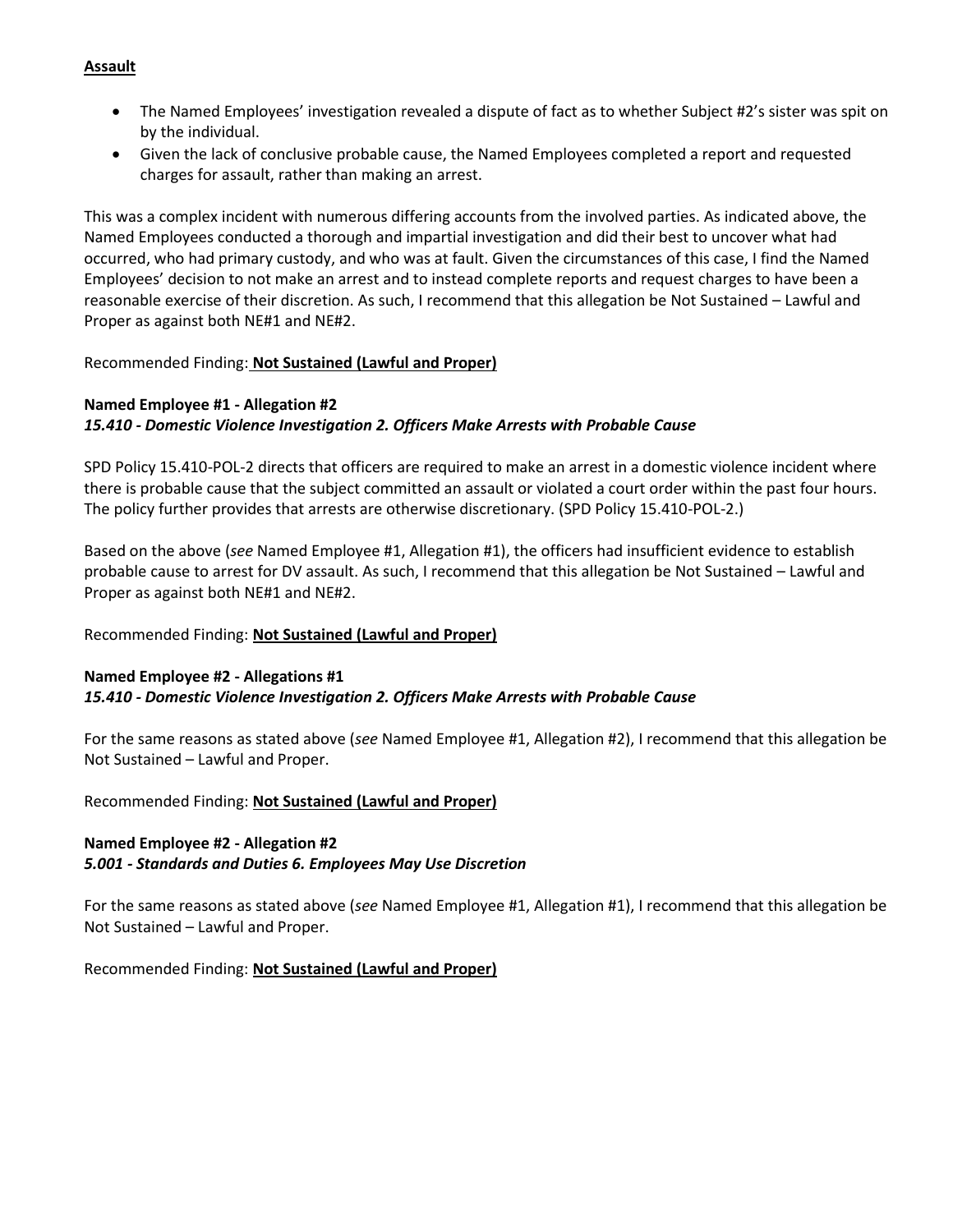**Assault**

- The Named Employees' investigation revealed a dispute of fact as to whether Subject #2's sister was spit on by the individual.
- Given the lack of conclusive probable cause, the Named Employees completed a report and requested charges for assault, rather than making an arrest.

This was a complex incident with numerous differing accounts from the involved parties. As indicated above, the Named Employees conducted a thorough and impartial investigation and did their best to uncover what had occurred, who had primary custody, and who was at fault. Given the circumstances of this case, I find the Named Employees' decision to not make an arrest and to instead complete reports and request charges to have been a reasonable exercise of their discretion. As such, I recommend that this allegation be Not Sustained – Lawful and Proper as against both NE#1 and NE#2.

Recommended Finding: **Not Sustained (Lawful and Proper)**

**Named Employee #1 - Allegation #2**
***15.410 - Domestic Violence Investigation 2. Officers Make Arrests with Probable Cause***

SPD Policy 15.410-POL-2 directs that officers are required to make an arrest in a domestic violence incident where there is probable cause that the subject committed an assault or violated a court order within the past four hours. The policy further provides that arrests are otherwise discretionary. (SPD Policy 15.410-POL-2.)

Based on the above (*see* Named Employee #1, Allegation #1), the officers had insufficient evidence to establish probable cause to arrest for DV assault. As such, I recommend that this allegation be Not Sustained – Lawful and Proper as against both NE#1 and NE#2.

Recommended Finding: **Not Sustained (Lawful and Proper)**

**Named Employee #2 - Allegations #1**
***15.410 - Domestic Violence Investigation 2. Officers Make Arrests with Probable Cause***

For the same reasons as stated above (*see* Named Employee #1, Allegation #2), I recommend that this allegation be Not Sustained – Lawful and Proper.

Recommended Finding: **Not Sustained (Lawful and Proper)**

**Named Employee #2 - Allegation #2**
***5.001 - Standards and Duties 6. Employees May Use Discretion***

For the same reasons as stated above (*see* Named Employee #1, Allegation #1), I recommend that this allegation be Not Sustained – Lawful and Proper.

Recommended Finding: **Not Sustained (Lawful and Proper)**